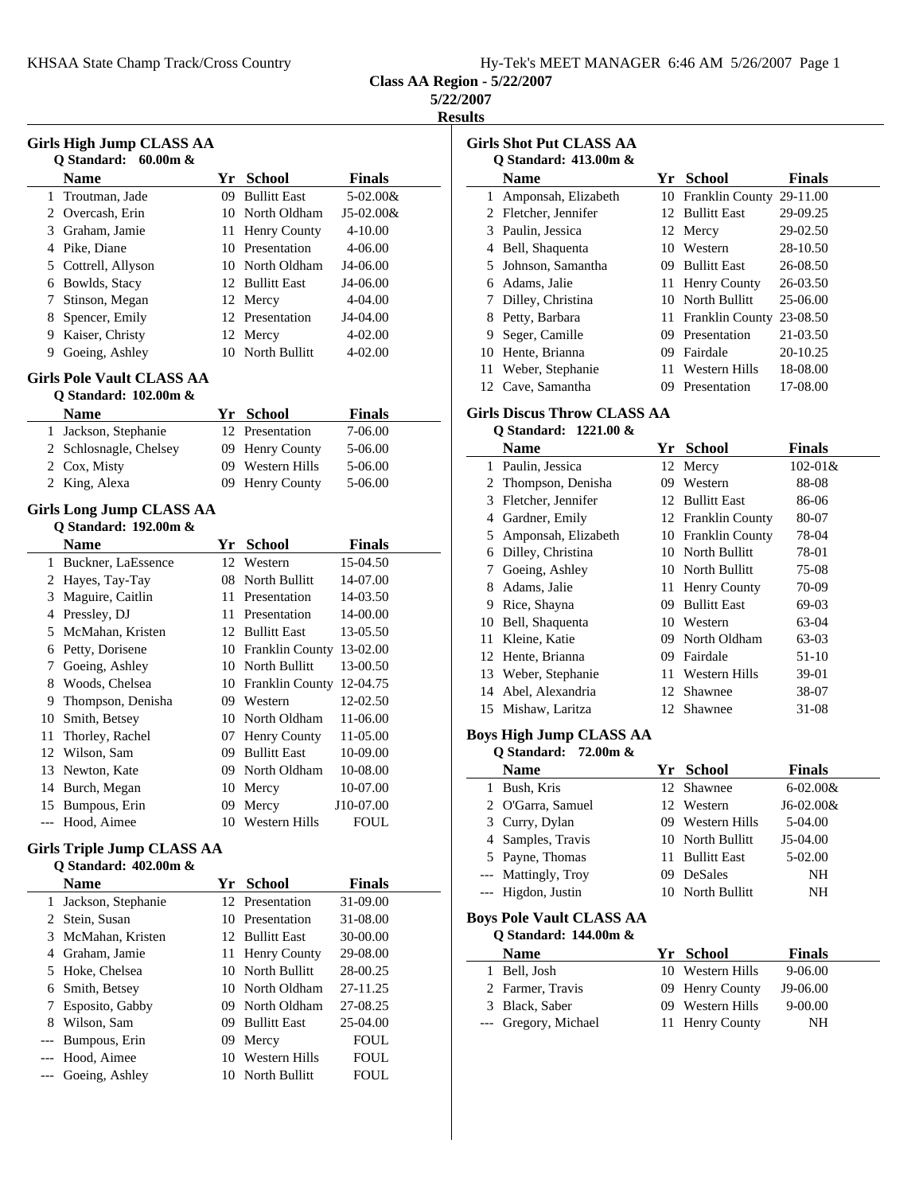**Class AA Region - 5/22/2007**

**5/22/2007**

**Results**

## Girls High Jump CLASS AA

**Q Standard: 60.00m &**

| | Name | Yr | School | Finals |
|---|---|---|---|---|
| 1 | Troutman, Jade | 09 | Bullitt East | 5-02.00& |
| 2 | Overcash, Erin | 10 | North Oldham | J5-02.00& |
| 3 | Graham, Jamie | 11 | Henry County | 4-10.00 |
| 4 | Pike, Diane | 10 | Presentation | 4-06.00 |
| 5 | Cottrell, Allyson | 10 | North Oldham | J4-06.00 |
| 6 | Bowlds, Stacy | 12 | Bullitt East | J4-06.00 |
| 7 | Stinson, Megan | 12 | Mercy | 4-04.00 |
| 8 | Spencer, Emily | 12 | Presentation | J4-04.00 |
| 9 | Kaiser, Christy | 12 | Mercy | 4-02.00 |
| 9 | Goeing, Ashley | 10 | North Bullitt | 4-02.00 |

## Girls Pole Vault CLASS AA

**Q Standard: 102.00m &**

| | Name | Yr | School | Finals |
|---|---|---|---|---|
| 1 | Jackson, Stephanie | 12 | Presentation | 7-06.00 |
| 2 | Schlosnagle, Chelsey | 09 | Henry County | 5-06.00 |
| 2 | Cox, Misty | 09 | Western Hills | 5-06.00 |
| 2 | King, Alexa | 09 | Henry County | 5-06.00 |

## Girls Long Jump CLASS AA

**Q Standard: 192.00m &**

| | Name | Yr | School | Finals |
|---|---|---|---|---|
| 1 | Buckner, LaEssence | 12 | Western | 15-04.50 |
| 2 | Hayes, Tay-Tay | 08 | North Bullitt | 14-07.00 |
| 3 | Maguire, Caitlin | 11 | Presentation | 14-03.50 |
| 4 | Pressley, DJ | 11 | Presentation | 14-00.00 |
| 5 | McMahan, Kristen | 12 | Bullitt East | 13-05.50 |
| 6 | Petty, Dorisene | 10 | Franklin County | 13-02.00 |
| 7 | Goeing, Ashley | 10 | North Bullitt | 13-00.50 |
| 8 | Woods, Chelsea | 10 | Franklin County | 12-04.75 |
| 9 | Thompson, Denisha | 09 | Western | 12-02.50 |
| 10 | Smith, Betsey | 10 | North Oldham | 11-06.00 |
| 11 | Thorley, Rachel | 07 | Henry County | 11-05.00 |
| 12 | Wilson, Sam | 09 | Bullitt East | 10-09.00 |
| 13 | Newton, Kate | 09 | North Oldham | 10-08.00 |
| 14 | Burch, Megan | 10 | Mercy | 10-07.00 |
| 15 | Bumpous, Erin | 09 | Mercy | J10-07.00 |
| --- | Hood, Aimee | 10 | Western Hills | FOUL |

## Girls Triple Jump CLASS AA

**Q Standard: 402.00m &**

| | Name | Yr | School | Finals |
|---|---|---|---|---|
| 1 | Jackson, Stephanie | 12 | Presentation | 31-09.00 |
| 2 | Stein, Susan | 10 | Presentation | 31-08.00 |
| 3 | McMahan, Kristen | 12 | Bullitt East | 30-00.00 |
| 4 | Graham, Jamie | 11 | Henry County | 29-08.00 |
| 5 | Hoke, Chelsea | 10 | North Bullitt | 28-00.25 |
| 6 | Smith, Betsey | 10 | North Oldham | 27-11.25 |
| 7 | Esposito, Gabby | 09 | North Oldham | 27-08.25 |
| 8 | Wilson, Sam | 09 | Bullitt East | 25-04.00 |
| --- | Bumpous, Erin | 09 | Mercy | FOUL |
| --- | Hood, Aimee | 10 | Western Hills | FOUL |
| --- | Goeing, Ashley | 10 | North Bullitt | FOUL |

## Girls Shot Put CLASS AA

**Q Standard: 413.00m &**

| | Name | Yr | School | Finals |
|---|---|---|---|---|
| 1 | Amponsah, Elizabeth | 10 | Franklin County | 29-11.00 |
| 2 | Fletcher, Jennifer | 12 | Bullitt East | 29-09.25 |
| 3 | Paulin, Jessica | 12 | Mercy | 29-02.50 |
| 4 | Bell, Shaquenta | 10 | Western | 28-10.50 |
| 5 | Johnson, Samantha | 09 | Bullitt East | 26-08.50 |
| 6 | Adams, Jalie | 11 | Henry County | 26-03.50 |
| 7 | Dilley, Christina | 10 | North Bullitt | 25-06.00 |
| 8 | Petty, Barbara | 11 | Franklin County | 23-08.50 |
| 9 | Seger, Camille | 09 | Presentation | 21-03.50 |
| 10 | Hente, Brianna | 09 | Fairdale | 20-10.25 |
| 11 | Weber, Stephanie | 11 | Western Hills | 18-08.00 |
| 12 | Cave, Samantha | 09 | Presentation | 17-08.00 |

## Girls Discus Throw CLASS AA

**Q Standard: 1221.00 &**

| | Name | Yr | School | Finals |
|---|---|---|---|---|
| 1 | Paulin, Jessica | 12 | Mercy | 102-01& |
| 2 | Thompson, Denisha | 09 | Western | 88-08 |
| 3 | Fletcher, Jennifer | 12 | Bullitt East | 86-06 |
| 4 | Gardner, Emily | 12 | Franklin County | 80-07 |
| 5 | Amponsah, Elizabeth | 10 | Franklin County | 78-04 |
| 6 | Dilley, Christina | 10 | North Bullitt | 78-01 |
| 7 | Goeing, Ashley | 10 | North Bullitt | 75-08 |
| 8 | Adams, Jalie | 11 | Henry County | 70-09 |
| 9 | Rice, Shayna | 09 | Bullitt East | 69-03 |
| 10 | Bell, Shaquenta | 10 | Western | 63-04 |
| 11 | Kleine, Katie | 09 | North Oldham | 63-03 |
| 12 | Hente, Brianna | 09 | Fairdale | 51-10 |
| 13 | Weber, Stephanie | 11 | Western Hills | 39-01 |
| 14 | Abel, Alexandria | 12 | Shawnee | 38-07 |
| 15 | Mishaw, Laritza | 12 | Shawnee | 31-08 |

## Boys High Jump CLASS AA

**Q Standard: 72.00m &**

| | Name | Yr | School | Finals |
|---|---|---|---|---|
| 1 | Bush, Kris | 12 | Shawnee | 6-02.00& |
| 2 | O'Garra, Samuel | 12 | Western | J6-02.00& |
| 3 | Curry, Dylan | 09 | Western Hills | 5-04.00 |
| 4 | Samples, Travis | 10 | North Bullitt | J5-04.00 |
| 5 | Payne, Thomas | 11 | Bullitt East | 5-02.00 |
| --- | Mattingly, Troy | 09 | DeSales | NH |
| --- | Higdon, Justin | 10 | North Bullitt | NH |

## Boys Pole Vault CLASS AA

**Q Standard: 144.00m &**

| | Name | Yr | School | Finals |
|---|---|---|---|---|
| 1 | Bell, Josh | 10 | Western Hills | 9-06.00 |
| 2 | Farmer, Travis | 09 | Henry County | J9-06.00 |
| 3 | Black, Saber | 09 | Western Hills | 9-00.00 |
| --- | Gregory, Michael | 11 | Henry County | NH |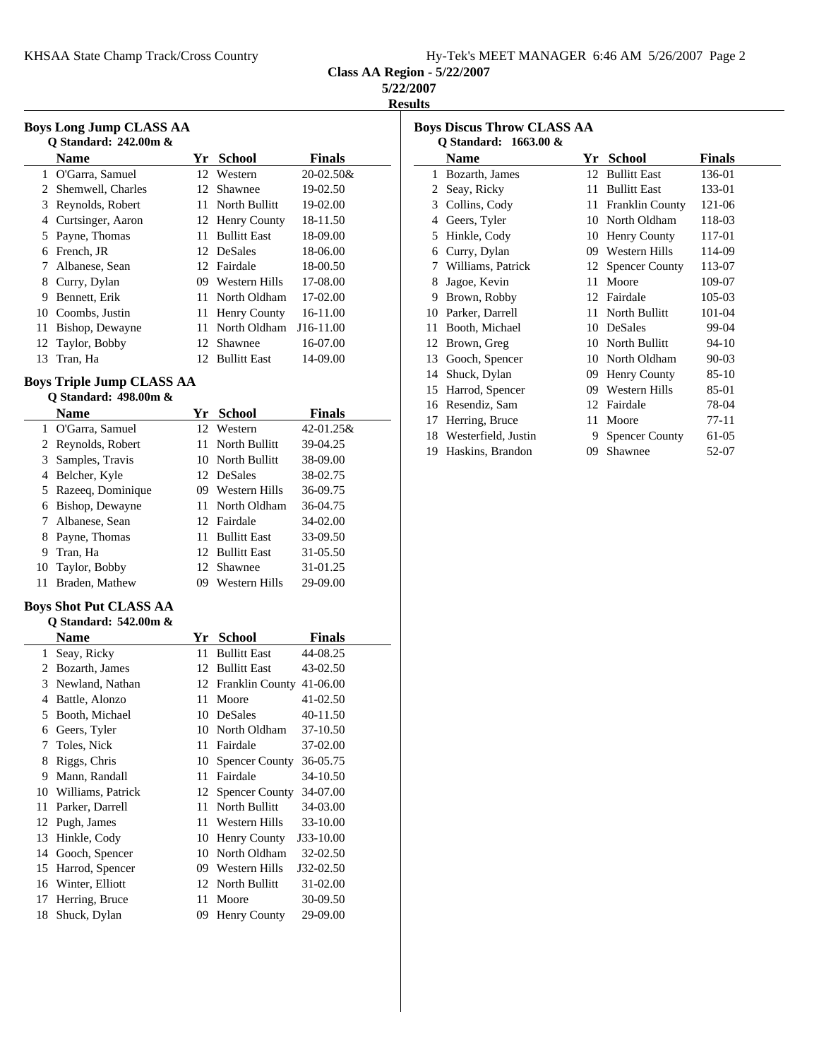**Class AA Region - 5/22/2007**

**5/22/2007**

**Results**

### Boys Long Jump CLASS AA

**Q Standard: 242.00m &**

| | Name | Yr | School | Finals |
|---|---|---|---|---|
| 1 | O'Garra, Samuel | 12 | Western | 20-02.50& |
| 2 | Shemwell, Charles | 12 | Shawnee | 19-02.50 |
| 3 | Reynolds, Robert | 11 | North Bullitt | 19-02.00 |
| 4 | Curtsinger, Aaron | 12 | Henry County | 18-11.50 |
| 5 | Payne, Thomas | 11 | Bullitt East | 18-09.00 |
| 6 | French, JR | 12 | DeSales | 18-06.00 |
| 7 | Albanese, Sean | 12 | Fairdale | 18-00.50 |
| 8 | Curry, Dylan | 09 | Western Hills | 17-08.00 |
| 9 | Bennett, Erik | 11 | North Oldham | 17-02.00 |
| 10 | Coombs, Justin | 11 | Henry County | 16-11.00 |
| 11 | Bishop, Dewayne | 11 | North Oldham | J16-11.00 |
| 12 | Taylor, Bobby | 12 | Shawnee | 16-07.00 |
| 13 | Tran, Ha | 12 | Bullitt East | 14-09.00 |

### Boys Triple Jump CLASS AA

**Q Standard: 498.00m &**

| | Name | Yr | School | Finals |
|---|---|---|---|---|
| 1 | O'Garra, Samuel | 12 | Western | 42-01.25& |
| 2 | Reynolds, Robert | 11 | North Bullitt | 39-04.25 |
| 3 | Samples, Travis | 10 | North Bullitt | 38-09.00 |
| 4 | Belcher, Kyle | 12 | DeSales | 38-02.75 |
| 5 | Razeeq, Dominique | 09 | Western Hills | 36-09.75 |
| 6 | Bishop, Dewayne | 11 | North Oldham | 36-04.75 |
| 7 | Albanese, Sean | 12 | Fairdale | 34-02.00 |
| 8 | Payne, Thomas | 11 | Bullitt East | 33-09.50 |
| 9 | Tran, Ha | 12 | Bullitt East | 31-05.50 |
| 10 | Taylor, Bobby | 12 | Shawnee | 31-01.25 |
| 11 | Braden, Mathew | 09 | Western Hills | 29-09.00 |

### Boys Shot Put CLASS AA

**Q Standard: 542.00m &**

| | Name | Yr | School | Finals |
|---|---|---|---|---|
| 1 | Seay, Ricky | 11 | Bullitt East | 44-08.25 |
| 2 | Bozarth, James | 12 | Bullitt East | 43-02.50 |
| 3 | Newland, Nathan | 12 | Franklin County | 41-06.00 |
| 4 | Battle, Alonzo | 11 | Moore | 41-02.50 |
| 5 | Booth, Michael | 10 | DeSales | 40-11.50 |
| 6 | Geers, Tyler | 10 | North Oldham | 37-10.50 |
| 7 | Toles, Nick | 11 | Fairdale | 37-02.00 |
| 8 | Riggs, Chris | 10 | Spencer County | 36-05.75 |
| 9 | Mann, Randall | 11 | Fairdale | 34-10.50 |
| 10 | Williams, Patrick | 12 | Spencer County | 34-07.00 |
| 11 | Parker, Darrell | 11 | North Bullitt | 34-03.00 |
| 12 | Pugh, James | 11 | Western Hills | 33-10.00 |
| 13 | Hinkle, Cody | 10 | Henry County | J33-10.00 |
| 14 | Gooch, Spencer | 10 | North Oldham | 32-02.50 |
| 15 | Harrod, Spencer | 09 | Western Hills | J32-02.50 |
| 16 | Winter, Elliott | 12 | North Bullitt | 31-02.00 |
| 17 | Herring, Bruce | 11 | Moore | 30-09.50 |
| 18 | Shuck, Dylan | 09 | Henry County | 29-09.00 |

### Boys Discus Throw CLASS AA

**Q Standard: 1663.00 &**

| | Name | Yr | School | Finals |
|---|---|---|---|---|
| 1 | Bozarth, James | 12 | Bullitt East | 136-01 |
| 2 | Seay, Ricky | 11 | Bullitt East | 133-01 |
| 3 | Collins, Cody | 11 | Franklin County | 121-06 |
| 4 | Geers, Tyler | 10 | North Oldham | 118-03 |
| 5 | Hinkle, Cody | 10 | Henry County | 117-01 |
| 6 | Curry, Dylan | 09 | Western Hills | 114-09 |
| 7 | Williams, Patrick | 12 | Spencer County | 113-07 |
| 8 | Jagoe, Kevin | 11 | Moore | 109-07 |
| 9 | Brown, Robby | 12 | Fairdale | 105-03 |
| 10 | Parker, Darrell | 11 | North Bullitt | 101-04 |
| 11 | Booth, Michael | 10 | DeSales | 99-04 |
| 12 | Brown, Greg | 10 | North Bullitt | 94-10 |
| 13 | Gooch, Spencer | 10 | North Oldham | 90-03 |
| 14 | Shuck, Dylan | 09 | Henry County | 85-10 |
| 15 | Harrod, Spencer | 09 | Western Hills | 85-01 |
| 16 | Resendiz, Sam | 12 | Fairdale | 78-04 |
| 17 | Herring, Bruce | 11 | Moore | 77-11 |
| 18 | Westerfield, Justin | 9 | Spencer County | 61-05 |
| 19 | Haskins, Brandon | 09 | Shawnee | 52-07 |